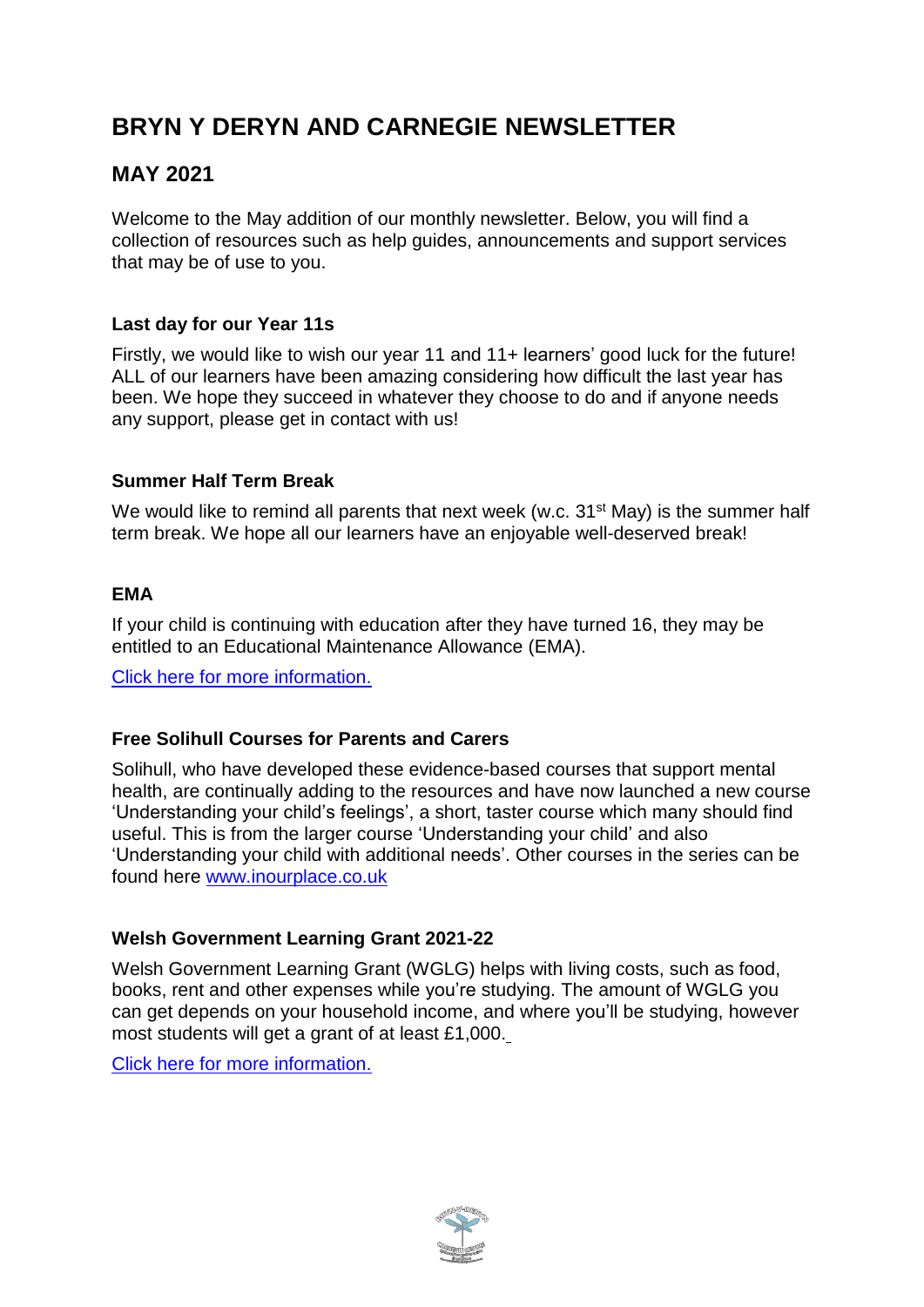# BRYN Y DERYN AND CARNEGIE NEWSLETTER

## MAY 2021

Welcome to the May addition of our monthly newsletter. Below, you will find a collection of resources such as help guides, announcements and support services that may be of use to you.

### Last day for our Year 11s

Firstly, we would like to wish our year 11 and 11+ learners' good luck for the future! ALL of our learners have been amazing considering how difficult the last year has been. We hope they succeed in whatever they choose to do and if anyone needs any support, please get in contact with us!

### Summer Half Term Break

We would like to remind all parents that next week (w.c. 31st May) is the summer half term break. We hope all our learners have an enjoyable well-deserved break!

### EMA

If your child is continuing with education after they have turned 16, they may be entitled to an Educational Maintenance Allowance (EMA).

Click here for more information.

### Free Solihull Courses for Parents and Carers

Solihull, who have developed these evidence-based courses that support mental health, are continually adding to the resources and have now launched a new course 'Understanding your child's feelings', a short, taster course which many should find useful. This is from the larger course 'Understanding your child' and also 'Understanding your child with additional needs'. Other courses in the series can be found here www.inourplace.co.uk

### Welsh Government Learning Grant 2021-22

Welsh Government Learning Grant (WGLG) helps with living costs, such as food, books, rent and other expenses while you're studying. The amount of WGLG you can get depends on your household income, and where you'll be studying, however most students will get a grant of at least £1,000.

Click here for more information.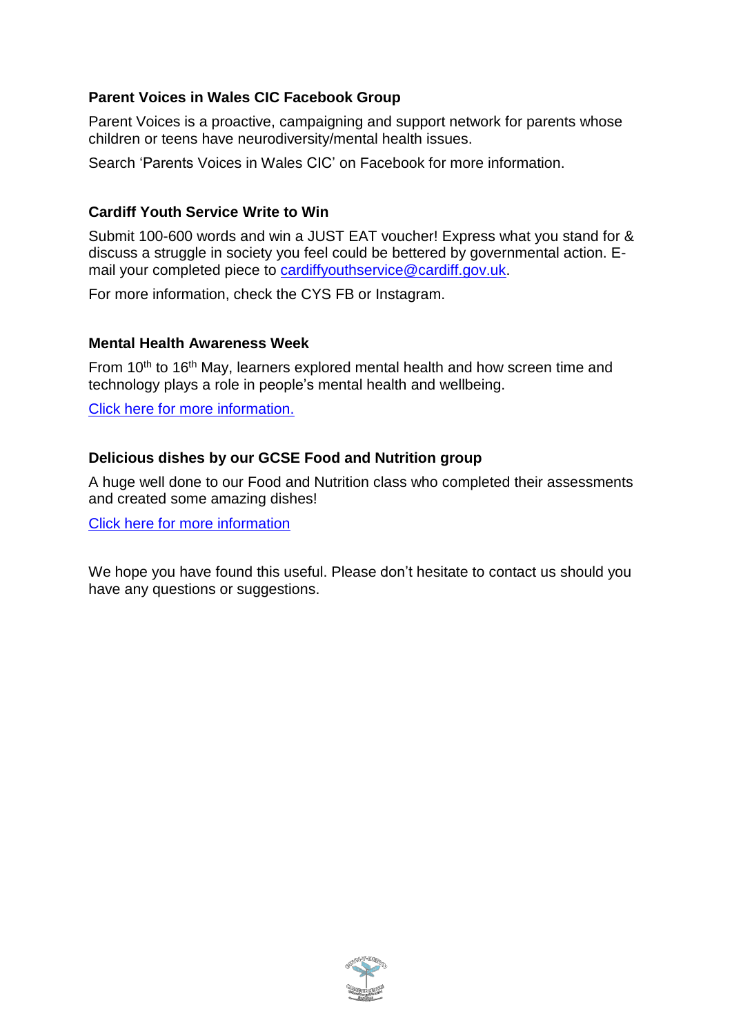**Parent Voices in Wales CIC Facebook Group**

Parent Voices is a proactive, campaigning and support network for parents whose children or teens have neurodiversity/mental health issues.

Search 'Parents Voices in Wales CIC' on Facebook for more information.

**Cardiff Youth Service Write to Win**

Submit 100-600 words and win a JUST EAT voucher! Express what you stand for & discuss a struggle in society you feel could be bettered by governmental action. E-mail your completed piece to cardiffyouthservice@cardiff.gov.uk.

For more information, check the CYS FB or Instagram.

**Mental Health Awareness Week**

From 10th to 16th May, learners explored mental health and how screen time and technology plays a role in people's mental health and wellbeing.

Click here for more information.

**Delicious dishes by our GCSE Food and Nutrition group**

A huge well done to our Food and Nutrition class who completed their assessments and created some amazing dishes!

Click here for more information

We hope you have found this useful. Please don't hesitate to contact us should you have any questions or suggestions.